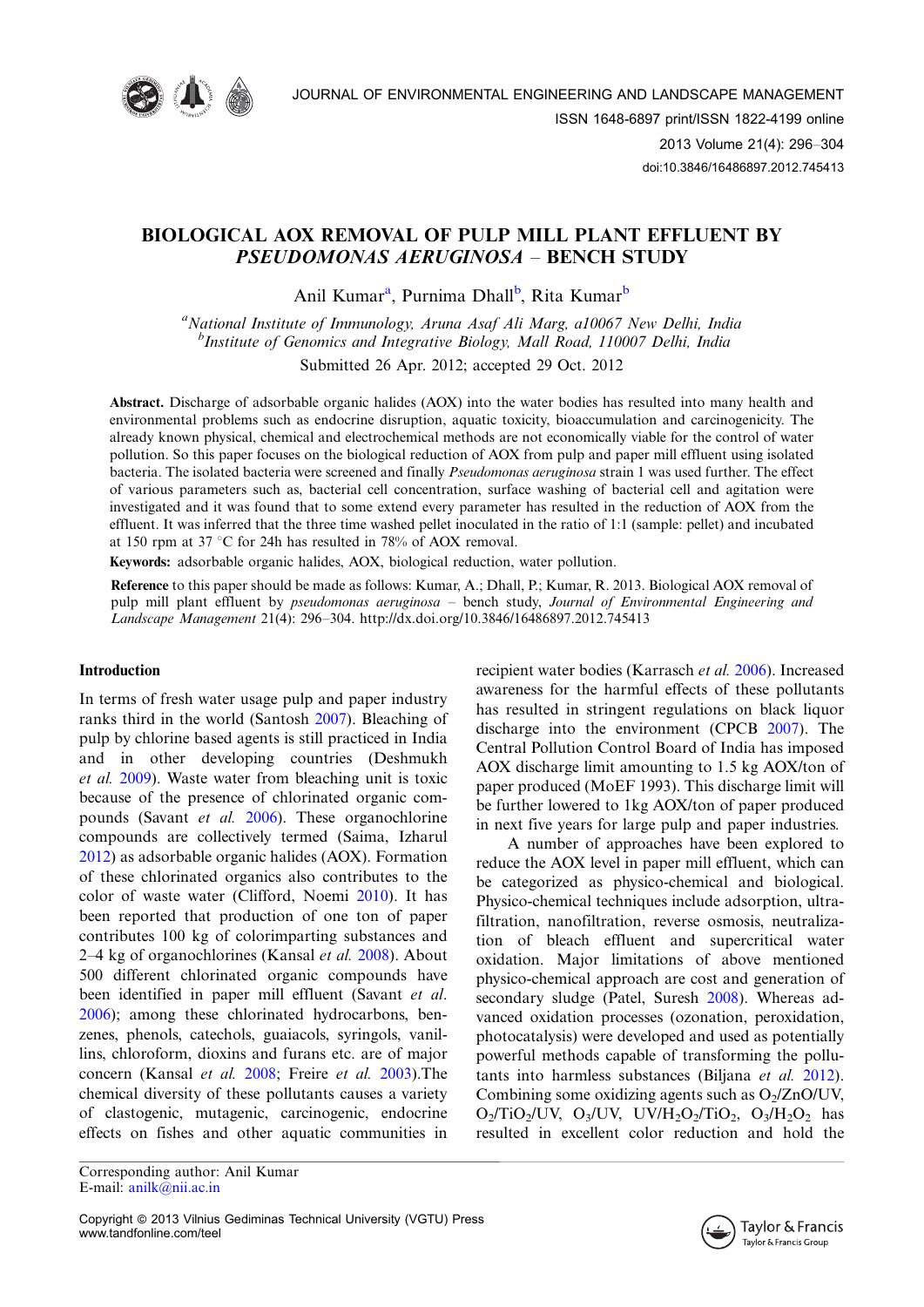JOURNAL OF ENVIRONMENTAL ENGINEERING AND LANDSCAPE MANAGEMENT
ISSN 1648-6897 print/ISSN 1822-4199 online
2013 Volume 21(4): 296–304
doi:10.3846/16486897.2012.745413

# BIOLOGICAL AOX REMOVAL OF PULP MILL PLANT EFFLUENT BY *PSEUDOMONAS AERUGINOSA* – BENCH STUDY

Anil Kumar[a], Purnima Dhall[b], Rita Kumar[b]

[a]*National Institute of Immunology, Aruna Asaf Ali Marg, a10067 New Delhi, India*
[b]*Institute of Genomics and Integrative Biology, Mall Road, 110007 Delhi, India*

Submitted 26 Apr. 2012; accepted 29 Oct. 2012

**Abstract.** Discharge of adsorbable organic halides (AOX) into the water bodies has resulted into many health and environmental problems such as endocrine disruption, aquatic toxicity, bioaccumulation and carcinogenicity. The already known physical, chemical and electrochemical methods are not economically viable for the control of water pollution. So this paper focuses on the biological reduction of AOX from pulp and paper mill effluent using isolated bacteria. The isolated bacteria were screened and finally *Pseudomonas aeruginosa* strain 1 was used further. The effect of various parameters such as, bacterial cell concentration, surface washing of bacterial cell and agitation were investigated and it was found that to some extend every parameter has resulted in the reduction of AOX from the effluent. It was inferred that the three time washed pellet inoculated in the ratio of 1:1 (sample: pellet) and incubated at 150 rpm at 37 °C for 24h has resulted in 78% of AOX removal.

**Keywords:** adsorbable organic halides, AOX, biological reduction, water pollution.

**Reference** to this paper should be made as follows: Kumar, A.; Dhall, P.; Kumar, R. 2013. Biological AOX removal of pulp mill plant effluent by *pseudomonas aeruginosa* – bench study, *Journal of Environmental Engineering and Landscape Management* 21(4): 296–304. http://dx.doi.org/10.3846/16486897.2012.745413

## Introduction

In terms of fresh water usage pulp and paper industry ranks third in the world (Santosh 2007). Bleaching of pulp by chlorine based agents is still practiced in India and in other developing countries (Deshmukh *et al.* 2009). Waste water from bleaching unit is toxic because of the presence of chlorinated organic compounds (Savant *et al.* 2006). These organochlorine compounds are collectively termed (Saima, Izharul 2012) as adsorbable organic halides (AOX). Formation of these chlorinated organics also contributes to the color of waste water (Clifford, Noemi 2010). It has been reported that production of one ton of paper contributes 100 kg of colorimparting substances and 2–4 kg of organochlorines (Kansal *et al.* 2008). About 500 different chlorinated organic compounds have been identified in paper mill effluent (Savant *et al.* 2006); among these chlorinated hydrocarbons, benzenes, phenols, catechols, guaiacols, syringols, vanillins, chloroform, dioxins and furans etc. are of major concern (Kansal *et al.* 2008; Freire *et al.* 2003).The chemical diversity of these pollutants causes a variety of clastogenic, mutagenic, carcinogenic, endocrine effects on fishes and other aquatic communities in recipient water bodies (Karrasch *et al.* 2006). Increased awareness for the harmful effects of these pollutants has resulted in stringent regulations on black liquor discharge into the environment (CPCB 2007). The Central Pollution Control Board of India has imposed AOX discharge limit amounting to 1.5 kg AOX/ton of paper produced (MoEF 1993). This discharge limit will be further lowered to 1kg AOX/ton of paper produced in next five years for large pulp and paper industries.

A number of approaches have been explored to reduce the AOX level in paper mill effluent, which can be categorized as physico-chemical and biological. Physico-chemical techniques include adsorption, ultrafiltration, nanofiltration, reverse osmosis, neutralization of bleach effluent and supercritical water oxidation. Major limitations of above mentioned physico-chemical approach are cost and generation of secondary sludge (Patel, Suresh 2008). Whereas advanced oxidation processes (ozonation, peroxidation, photocatalysis) were developed and used as potentially powerful methods capable of transforming the pollutants into harmless substances (Biljana *et al.* 2012). Combining some oxidizing agents such as $O_2$/ZnO/UV, $O_2$/$TiO_2$/UV, $O_3$/UV, UV/$H_2O_2$/$TiO_2$, $O_3$/$H_2O_2$ has resulted in excellent color reduction and hold the

Corresponding author: Anil Kumar
E-mail: anilk@nii.ac.in

Copyright © 2013 Vilnius Gediminas Technical University (VGTU) Press
www.tandfonline.com/teel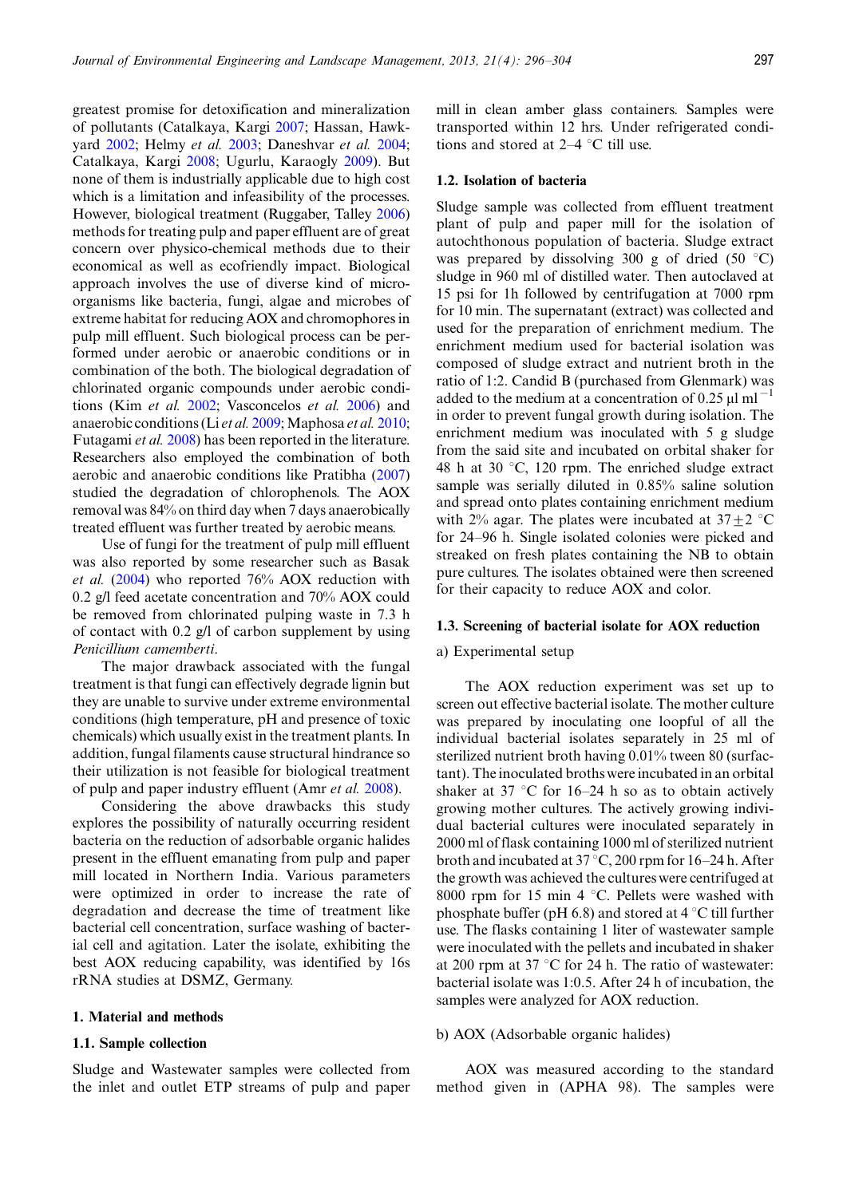greatest promise for detoxification and mineralization of pollutants (Catalkaya, Kargi 2007; Hassan, Hawkyard 2002; Helmy *et al.* 2003; Daneshvar *et al.* 2004; Catalkaya, Kargi 2008; Ugurlu, Karaogly 2009). But none of them is industrially applicable due to high cost which is a limitation and infeasibility of the processes. However, biological treatment (Ruggaber, Talley 2006) methods for treating pulp and paper effluent are of great concern over physico-chemical methods due to their economical as well as ecofriendly impact. Biological approach involves the use of diverse kind of microorganisms like bacteria, fungi, algae and microbes of extreme habitat for reducing AOX and chromophores in pulp mill effluent. Such biological process can be performed under aerobic or anaerobic conditions or in combination of the both. The biological degradation of chlorinated organic compounds under aerobic conditions (Kim *et al.* 2002; Vasconcelos *et al.* 2006) and anaerobic conditions (Li *et al.* 2009; Maphosa *et al.* 2010; Futagami *et al.* 2008) has been reported in the literature. Researchers also employed the combination of both aerobic and anaerobic conditions like Pratibha (2007) studied the degradation of chlorophenols. The AOX removal was 84% on third day when 7 days anaerobically treated effluent was further treated by aerobic means.

Use of fungi for the treatment of pulp mill effluent was also reported by some researcher such as Basak *et al.* (2004) who reported 76% AOX reduction with 0.2 g/l feed acetate concentration and 70% AOX could be removed from chlorinated pulping waste in 7.3 h of contact with 0.2 g/l of carbon supplement by using *Penicillium camemberti*.

The major drawback associated with the fungal treatment is that fungi can effectively degrade lignin but they are unable to survive under extreme environmental conditions (high temperature, pH and presence of toxic chemicals) which usually exist in the treatment plants. In addition, fungal filaments cause structural hindrance so their utilization is not feasible for biological treatment of pulp and paper industry effluent (Amr *et al.* 2008).

Considering the above drawbacks this study explores the possibility of naturally occurring resident bacteria on the reduction of adsorbable organic halides present in the effluent emanating from pulp and paper mill located in Northern India. Various parameters were optimized in order to increase the rate of degradation and decrease the time of treatment like bacterial cell concentration, surface washing of bacterial cell and agitation. Later the isolate, exhibiting the best AOX reducing capability, was identified by 16s rRNA studies at DSMZ, Germany.

## 1. Material and methods

### 1.1. Sample collection

Sludge and Wastewater samples were collected from the inlet and outlet ETP streams of pulp and paper mill in clean amber glass containers. Samples were transported within 12 hrs. Under refrigerated conditions and stored at 2–4 °C till use.

### 1.2. Isolation of bacteria

Sludge sample was collected from effluent treatment plant of pulp and paper mill for the isolation of autochthonous population of bacteria. Sludge extract was prepared by dissolving 300 g of dried (50 °C) sludge in 960 ml of distilled water. Then autoclaved at 15 psi for 1h followed by centrifugation at 7000 rpm for 10 min. The supernatant (extract) was collected and used for the preparation of enrichment medium. The enrichment medium used for bacterial isolation was composed of sludge extract and nutrient broth in the ratio of 1:2. Candid B (purchased from Glenmark) was added to the medium at a concentration of 0.25 μl $ml^{-1}$ in order to prevent fungal growth during isolation. The enrichment medium was inoculated with 5 g sludge from the said site and incubated on orbital shaker for 48 h at 30 °C, 120 rpm. The enriched sludge extract sample was serially diluted in 0.85% saline solution and spread onto plates containing enrichment medium with 2% agar. The plates were incubated at 37±2 °C for 24–96 h. Single isolated colonies were picked and streaked on fresh plates containing the NB to obtain pure cultures. The isolates obtained were then screened for their capacity to reduce AOX and color.

### 1.3. Screening of bacterial isolate for AOX reduction

a) Experimental setup

The AOX reduction experiment was set up to screen out effective bacterial isolate. The mother culture was prepared by inoculating one loopful of all the individual bacterial isolates separately in 25 ml of sterilized nutrient broth having 0.01% tween 80 (surfactant). The inoculated broths were incubated in an orbital shaker at 37 °C for 16–24 h so as to obtain actively growing mother cultures. The actively growing individual bacterial cultures were inoculated separately in 2000 ml of flask containing 1000 ml of sterilized nutrient broth and incubated at 37 °C, 200 rpm for 16–24 h. After the growth was achieved the cultures were centrifuged at 8000 rpm for 15 min 4 °C. Pellets were washed with phosphate buffer (pH 6.8) and stored at 4 °C till further use. The flasks containing 1 liter of wastewater sample were inoculated with the pellets and incubated in shaker at 200 rpm at 37 °C for 24 h. The ratio of wastewater: bacterial isolate was 1:0.5. After 24 h of incubation, the samples were analyzed for AOX reduction.

b) AOX (Adsorbable organic halides)

AOX was measured according to the standard method given in (APHA 98). The samples were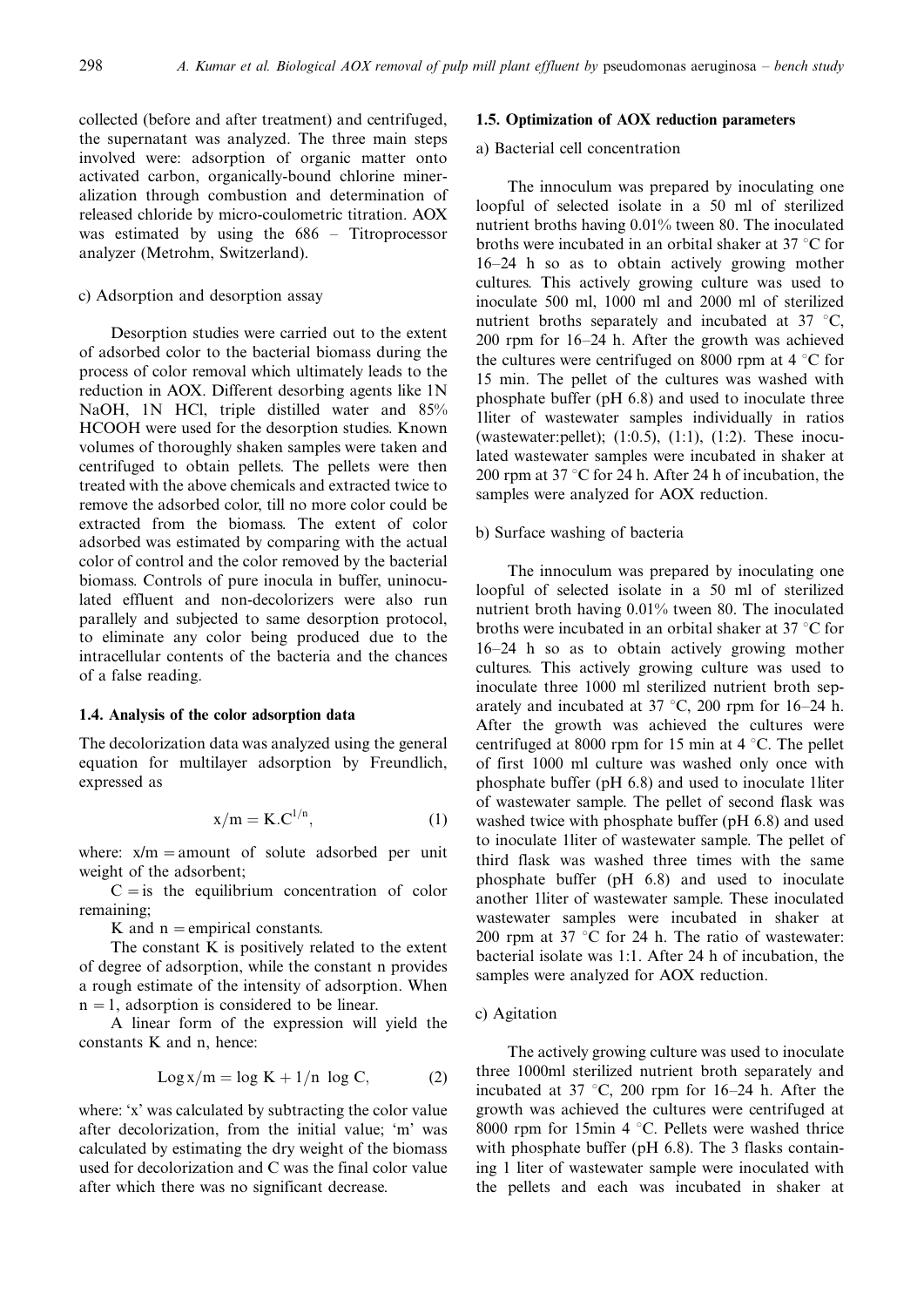collected (before and after treatment) and centrifuged, the supernatant was analyzed. The three main steps involved were: adsorption of organic matter onto activated carbon, organically-bound chlorine mineralization through combustion and determination of released chloride by micro-coulometric titration. AOX was estimated by using the 686 – Titroprocessor analyzer (Metrohm, Switzerland).

c) Adsorption and desorption assay

Desorption studies were carried out to the extent of adsorbed color to the bacterial biomass during the process of color removal which ultimately leads to the reduction in AOX. Different desorbing agents like 1N NaOH, 1N HCl, triple distilled water and 85% HCOOH were used for the desorption studies. Known volumes of thoroughly shaken samples were taken and centrifuged to obtain pellets. The pellets were then treated with the above chemicals and extracted twice to remove the adsorbed color, till no more color could be extracted from the biomass. The extent of color adsorbed was estimated by comparing with the actual color of control and the color removed by the bacterial biomass. Controls of pure inocula in buffer, uninoculated effluent and non-decolorizers were also run parallely and subjected to same desorption protocol, to eliminate any color being produced due to the intracellular contents of the bacteria and the chances of a false reading.

### 1.4. Analysis of the color adsorption data

The decolorization data was analyzed using the general equation for multilayer adsorption by Freundlich, expressed as

$$x/m = K.C^{1/n}, \tag{1}$$

where: x/m = amount of solute adsorbed per unit weight of the adsorbent;

C = is the equilibrium concentration of color remaining;

K and n = empirical constants.

The constant K is positively related to the extent of degree of adsorption, while the constant n provides a rough estimate of the intensity of adsorption. When n = 1, adsorption is considered to be linear.

A linear form of the expression will yield the constants K and n, hence:

$$\mathrm{Log}\, x/m = \log K + 1/n \ \log C, \tag{2}$$

where: 'x' was calculated by subtracting the color value after decolorization, from the initial value; 'm' was calculated by estimating the dry weight of the biomass used for decolorization and C was the final color value after which there was no significant decrease.

### 1.5. Optimization of AOX reduction parameters

a) Bacterial cell concentration

The innoculum was prepared by inoculating one loopful of selected isolate in a 50 ml of sterilized nutrient broths having 0.01% tween 80. The inoculated broths were incubated in an orbital shaker at 37 °C for 16–24 h so as to obtain actively growing mother cultures. This actively growing culture was used to inoculate 500 ml, 1000 ml and 2000 ml of sterilized nutrient broths separately and incubated at 37 °C, 200 rpm for 16–24 h. After the growth was achieved the cultures were centrifuged on 8000 rpm at 4 °C for 15 min. The pellet of the cultures was washed with phosphate buffer (pH 6.8) and used to inoculate three 1liter of wastewater samples individually in ratios (wastewater:pellet); (1:0.5), (1:1), (1:2). These inoculated wastewater samples were incubated in shaker at 200 rpm at 37 °C for 24 h. After 24 h of incubation, the samples were analyzed for AOX reduction.

b) Surface washing of bacteria

The innoculum was prepared by inoculating one loopful of selected isolate in a 50 ml of sterilized nutrient broth having 0.01% tween 80. The inoculated broths were incubated in an orbital shaker at 37 °C for 16–24 h so as to obtain actively growing mother cultures. This actively growing culture was used to inoculate three 1000 ml sterilized nutrient broth separately and incubated at 37 °C, 200 rpm for 16–24 h. After the growth was achieved the cultures were centrifuged at 8000 rpm for 15 min at 4 °C. The pellet of first 1000 ml culture was washed only once with phosphate buffer (pH 6.8) and used to inoculate 1liter of wastewater sample. The pellet of second flask was washed twice with phosphate buffer (pH 6.8) and used to inoculate 1liter of wastewater sample. The pellet of third flask was washed three times with the same phosphate buffer (pH 6.8) and used to inoculate another 1liter of wastewater sample. These inoculated wastewater samples were incubated in shaker at 200 rpm at 37 °C for 24 h. The ratio of wastewater: bacterial isolate was 1:1. After 24 h of incubation, the samples were analyzed for AOX reduction.

c) Agitation

The actively growing culture was used to inoculate three 1000ml sterilized nutrient broth separately and incubated at 37 °C, 200 rpm for 16–24 h. After the growth was achieved the cultures were centrifuged at 8000 rpm for 15min 4 °C. Pellets were washed thrice with phosphate buffer (pH 6.8). The 3 flasks containing 1 liter of wastewater sample were inoculated with the pellets and each was incubated in shaker at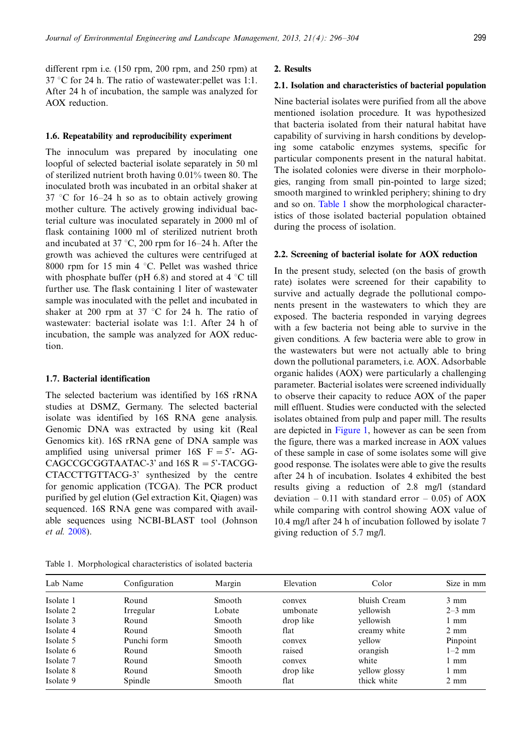different rpm i.e. (150 rpm, 200 rpm, and 250 rpm) at 37 °C for 24 h. The ratio of wastewater:pellet was 1:1. After 24 h of incubation, the sample was analyzed for AOX reduction.

### 1.6. Repeatability and reproducibility experiment

The innoculum was prepared by inoculating one loopful of selected bacterial isolate separately in 50 ml of sterilized nutrient broth having 0.01% tween 80. The inoculated broth was incubated in an orbital shaker at 37 °C for 16–24 h so as to obtain actively growing mother culture. The actively growing individual bacterial culture was inoculated separately in 2000 ml of flask containing 1000 ml of sterilized nutrient broth and incubated at 37 °C, 200 rpm for 16–24 h. After the growth was achieved the cultures were centrifuged at 8000 rpm for 15 min 4 °C. Pellet was washed thrice with phosphate buffer (pH 6.8) and stored at 4 °C till further use. The flask containing 1 liter of wastewater sample was inoculated with the pellet and incubated in shaker at 200 rpm at 37 °C for 24 h. The ratio of wastewater: bacterial isolate was 1:1. After 24 h of incubation, the sample was analyzed for AOX reduction.

### 1.7. Bacterial identification

The selected bacterium was identified by 16S rRNA studies at DSMZ, Germany. The selected bacterial isolate was identified by 16S RNA gene analysis. Genomic DNA was extracted by using kit (Real Genomics kit). 16S rRNA gene of DNA sample was amplified using universal primer 16S F = 5'- AG-CAGCCGCGGTAATAC-3' and 16S R = 5'-TACGG-CTACCTTGTTACG-3' synthesized by the centre for genomic application (TCGA). The PCR product purified by gel elution (Gel extraction Kit, Qiagen) was sequenced. 16S RNA gene was compared with available sequences using NCBI-BLAST tool (Johnson *et al.* 2008).

## 2. Results

### 2.1. Isolation and characteristics of bacterial population

Nine bacterial isolates were purified from all the above mentioned isolation procedure. It was hypothesized that bacteria isolated from their natural habitat have capability of surviving in harsh conditions by developing some catabolic enzymes systems, specific for particular components present in the natural habitat. The isolated colonies were diverse in their morphologies, ranging from small pin-pointed to large sized; smooth margined to wrinkled periphery; shining to dry and so on. Table 1 show the morphological characteristics of those isolated bacterial population obtained during the process of isolation.

### 2.2. Screening of bacterial isolate for AOX reduction

In the present study, selected (on the basis of growth rate) isolates were screened for their capability to survive and actually degrade the pollutional components present in the wastewaters to which they are exposed. The bacteria responded in varying degrees with a few bacteria not being able to survive in the given conditions. A few bacteria were able to grow in the wastewaters but were not actually able to bring down the pollutional parameters, i.e. AOX. Adsorbable organic halides (AOX) were particularly a challenging parameter. Bacterial isolates were screened individually to observe their capacity to reduce AOX of the paper mill effluent. Studies were conducted with the selected isolates obtained from pulp and paper mill. The results are depicted in Figure 1, however as can be seen from the figure, there was a marked increase in AOX values of these sample in case of some isolates some will give good response. The isolates were able to give the results after 24 h of incubation. Isolates 4 exhibited the best results giving a reduction of 2.8 mg/l (standard deviation – 0.11 with standard error – 0.05) of AOX while comparing with control showing AOX value of 10.4 mg/l after 24 h of incubation followed by isolate 7 giving reduction of 5.7 mg/l.

Table 1. Morphological characteristics of isolated bacteria

| Lab Name | Configuration | Margin | Elevation | Color | Size in mm |
|---|---|---|---|---|---|
| Isolate 1 | Round | Smooth | convex | bluish Cream | 3 mm |
| Isolate 2 | Irregular | Lobate | umbonate | yellowish | 2–3 mm |
| Isolate 3 | Round | Smooth | drop like | yellowish | 1 mm |
| Isolate 4 | Round | Smooth | flat | creamy white | 2 mm |
| Isolate 5 | Punchi form | Smooth | convex | yellow | Pinpoint |
| Isolate 6 | Round | Smooth | raised | orangish | 1–2 mm |
| Isolate 7 | Round | Smooth | convex | white | 1 mm |
| Isolate 8 | Round | Smooth | drop like | yellow glossy | 1 mm |
| Isolate 9 | Spindle | Smooth | flat | thick white | 2 mm |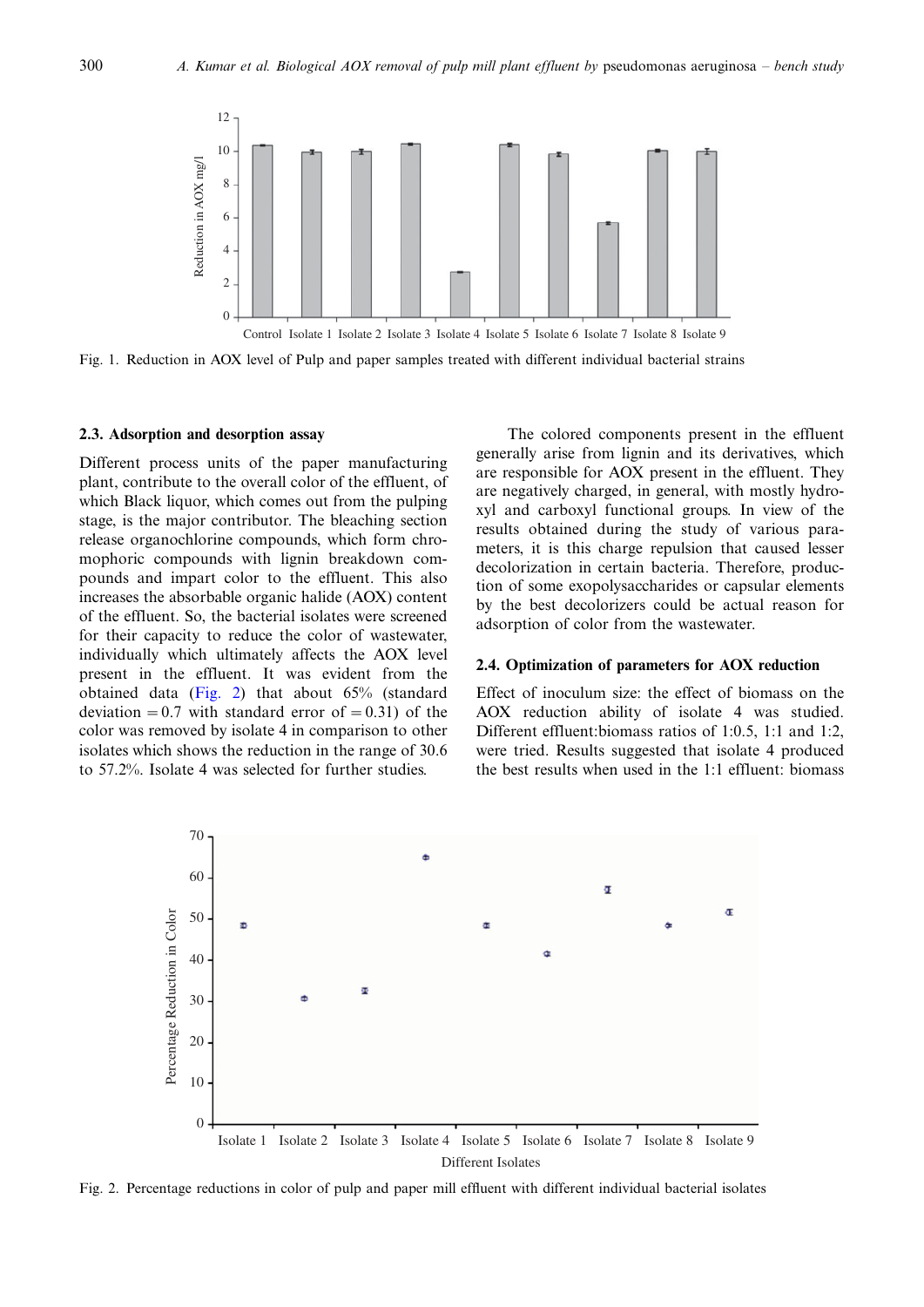Fig. 1. Reduction in AOX level of Pulp and paper samples treated with different individual bacterial strains

### 2.3. Adsorption and desorption assay

Different process units of the paper manufacturing plant, contribute to the overall color of the effluent, of which Black liquor, which comes out from the pulping stage, is the major contributor. The bleaching section release organochlorine compounds, which form chromophoric compounds with lignin breakdown compounds and impart color to the effluent. This also increases the absorbable organic halide (AOX) content of the effluent. So, the bacterial isolates were screened for their capacity to reduce the color of wastewater, individually which ultimately affects the AOX level present in the effluent. It was evident from the obtained data (Fig. 2) that about 65% (standard deviation = 0.7 with standard error of = 0.31) of the color was removed by isolate 4 in comparison to other isolates which shows the reduction in the range of 30.6 to 57.2%. Isolate 4 was selected for further studies.

The colored components present in the effluent generally arise from lignin and its derivatives, which are responsible for AOX present in the effluent. They are negatively charged, in general, with mostly hydroxyl and carboxyl functional groups. In view of the results obtained during the study of various parameters, it is this charge repulsion that caused lesser decolorization in certain bacteria. Therefore, production of some exopolysaccharides or capsular elements by the best decolorizers could be actual reason for adsorption of color from the wastewater.

### 2.4. Optimization of parameters for AOX reduction

Effect of inoculum size: the effect of biomass on the AOX reduction ability of isolate 4 was studied. Different effluent:biomass ratios of 1:0.5, 1:1 and 1:2, were tried. Results suggested that isolate 4 produced the best results when used in the 1:1 effluent: biomass

Fig. 2. Percentage reductions in color of pulp and paper mill effluent with different individual bacterial isolates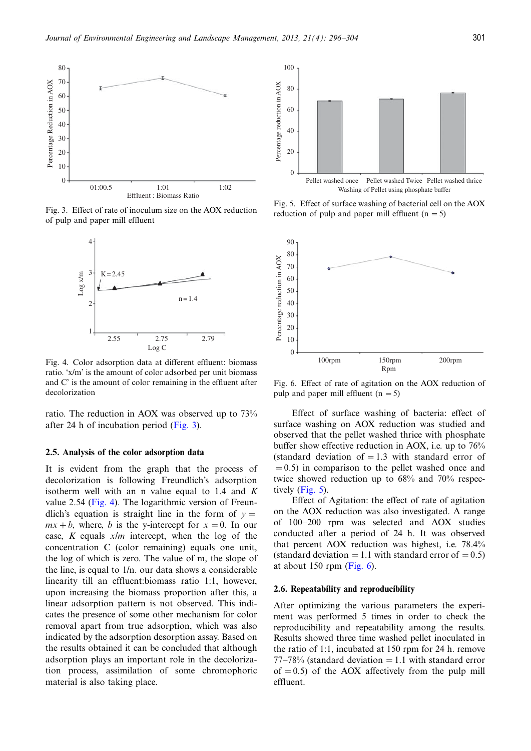Fig. 3. Effect of rate of inoculum size on the AOX reduction of pulp and paper mill effluent

Fig. 4. Color adsorption data at different effluent: biomass ratio. 'x/m' is the amount of color adsorbed per unit biomass and C' is the amount of color remaining in the effluent after decolorization

ratio. The reduction in AOX was observed up to 73% after 24 h of incubation period (Fig. 3).

### 2.5. Analysis of the color adsorption data

It is evident from the graph that the process of decolorization is following Freundlich's adsorption isotherm well with an n value equal to 1.4 and $K$ value 2.54 (Fig. 4). The logarithmic version of Freundlich's equation is straight line in the form of $y = mx + b$, where, $b$ is the y-intercept for $x = 0$. In our case, $K$ equals $x/m$ intercept, when the log of the concentration C (color remaining) equals one unit, the log of which is zero. The value of m, the slope of the line, is equal to 1/n. our data shows a considerable linearity till an effluent:biomass ratio 1:1, however, upon increasing the biomass proportion after this, a linear adsorption pattern is not observed. This indicates the presence of some other mechanism for color removal apart from true adsorption, which was also indicated by the adsorption desorption assay. Based on the results obtained it can be concluded that although adsorption plays an important role in the decolorization process, assimilation of some chromophoric material is also taking place.

Fig. 5. Effect of surface washing of bacterial cell on the AOX reduction of pulp and paper mill effluent (n = 5)

Fig. 6. Effect of rate of agitation on the AOX reduction of pulp and paper mill effluent (n = 5)

Effect of surface washing of bacteria: effect of surface washing on AOX reduction was studied and observed that the pellet washed thrice with phosphate buffer show effective reduction in AOX, i.e. up to 76% (standard deviation of = 1.3 with standard error of = 0.5) in comparison to the pellet washed once and twice showed reduction up to 68% and 70% respectively (Fig. 5).

Effect of Agitation: the effect of rate of agitation on the AOX reduction was also investigated. A range of 100–200 rpm was selected and AOX studies conducted after a period of 24 h. It was observed that percent AOX reduction was highest, i.e. 78.4% (standard deviation = 1.1 with standard error of = 0.5) at about 150 rpm (Fig. 6).

### 2.6. Repeatability and reproducibility

After optimizing the various parameters the experiment was performed 5 times in order to check the reproducibility and repeatability among the results. Results showed three time washed pellet inoculated in the ratio of 1:1, incubated at 150 rpm for 24 h. remove 77–78% (standard deviation = 1.1 with standard error of = 0.5) of the AOX affectively from the pulp mill effluent.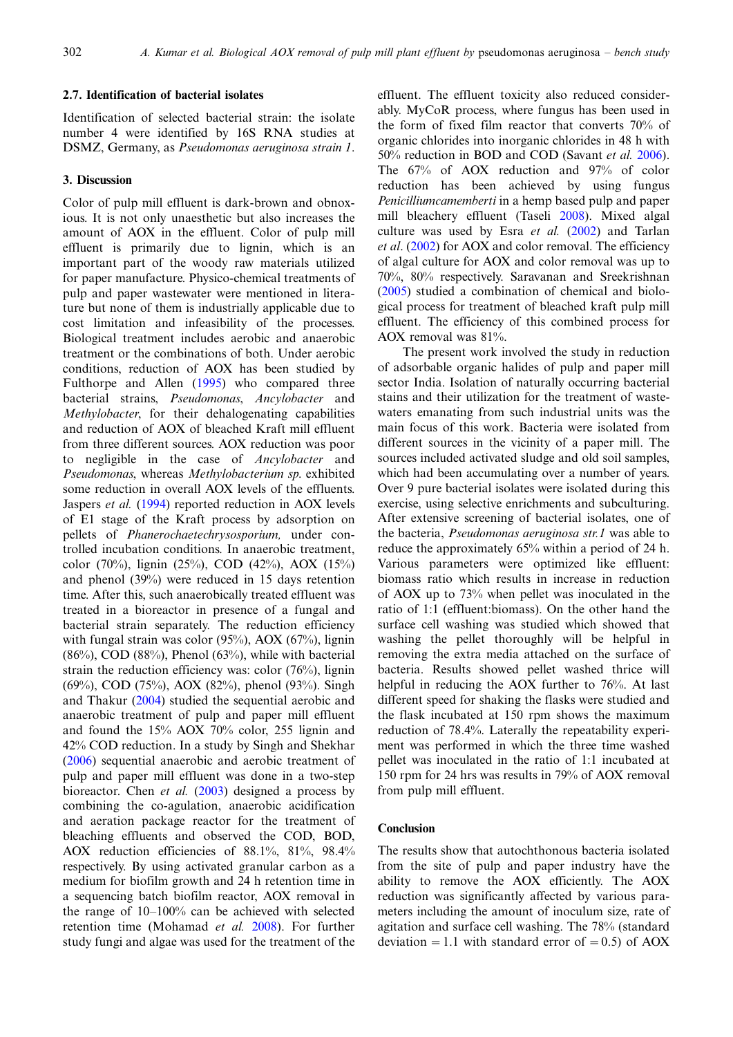### 2.7. Identification of bacterial isolates

Identification of selected bacterial strain: the isolate number 4 were identified by 16S RNA studies at DSMZ, Germany, as *Pseudomonas aeruginosa strain 1*.

## 3. Discussion

Color of pulp mill effluent is dark-brown and obnoxious. It is not only unaesthetic but also increases the amount of AOX in the effluent. Color of pulp mill effluent is primarily due to lignin, which is an important part of the woody raw materials utilized for paper manufacture. Physico-chemical treatments of pulp and paper wastewater were mentioned in literature but none of them is industrially applicable due to cost limitation and infeasibility of the processes. Biological treatment includes aerobic and anaerobic treatment or the combinations of both. Under aerobic conditions, reduction of AOX has been studied by Fulthorpe and Allen (1995) who compared three bacterial strains, *Pseudomonas*, *Ancylobacter* and *Methylobacter*, for their dehalogenating capabilities and reduction of AOX of bleached Kraft mill effluent from three different sources. AOX reduction was poor to negligible in the case of *Ancylobacter* and *Pseudomonas*, whereas *Methylobacterium sp.* exhibited some reduction in overall AOX levels of the effluents. Jaspers *et al.* (1994) reported reduction in AOX levels of E1 stage of the Kraft process by adsorption on pellets of *Phanerochaetechrysosporium,* under controlled incubation conditions. In anaerobic treatment, color (70%), lignin (25%), COD (42%), AOX (15%) and phenol (39%) were reduced in 15 days retention time. After this, such anaerobically treated effluent was treated in a bioreactor in presence of a fungal and bacterial strain separately. The reduction efficiency with fungal strain was color (95%), AOX (67%), lignin (86%), COD (88%), Phenol (63%), while with bacterial strain the reduction efficiency was: color (76%), lignin (69%), COD (75%), AOX (82%), phenol (93%). Singh and Thakur (2004) studied the sequential aerobic and anaerobic treatment of pulp and paper mill effluent and found the 15% AOX 70% color, 255 lignin and 42% COD reduction. In a study by Singh and Shekhar (2006) sequential anaerobic and aerobic treatment of pulp and paper mill effluent was done in a two-step bioreactor. Chen *et al.* (2003) designed a process by combining the co-agulation, anaerobic acidification and aeration package reactor for the treatment of bleaching effluents and observed the COD, BOD, AOX reduction efficiencies of 88.1%, 81%, 98.4% respectively. By using activated granular carbon as a medium for biofilm growth and 24 h retention time in a sequencing batch biofilm reactor, AOX removal in the range of 10–100% can be achieved with selected retention time (Mohamad *et al.* 2008). For further study fungi and algae was used for the treatment of the effluent. The effluent toxicity also reduced considerably. MyCoR process, where fungus has been used in the form of fixed film reactor that converts 70% of organic chlorides into inorganic chlorides in 48 h with 50% reduction in BOD and COD (Savant *et al.* 2006). The 67% of AOX reduction and 97% of color reduction has been achieved by using fungus *Penicilliumcamemberti* in a hemp based pulp and paper mill bleachery effluent (Taseli 2008). Mixed algal culture was used by Esra *et al.* (2002) and Tarlan *et al*. (2002) for AOX and color removal. The efficiency of algal culture for AOX and color removal was up to 70%, 80% respectively. Saravanan and Sreekrishnan (2005) studied a combination of chemical and biological process for treatment of bleached kraft pulp mill effluent. The efficiency of this combined process for AOX removal was 81%.

The present work involved the study in reduction of adsorbable organic halides of pulp and paper mill sector India. Isolation of naturally occurring bacterial stains and their utilization for the treatment of wastewaters emanating from such industrial units was the main focus of this work. Bacteria were isolated from different sources in the vicinity of a paper mill. The sources included activated sludge and old soil samples, which had been accumulating over a number of years. Over 9 pure bacterial isolates were isolated during this exercise, using selective enrichments and subculturing. After extensive screening of bacterial isolates, one of the bacteria, *Pseudomonas aeruginosa str.1* was able to reduce the approximately 65% within a period of 24 h. Various parameters were optimized like effluent: biomass ratio which results in increase in reduction of AOX up to 73% when pellet was inoculated in the ratio of 1:1 (effluent:biomass). On the other hand the surface cell washing was studied which showed that washing the pellet thoroughly will be helpful in removing the extra media attached on the surface of bacteria. Results showed pellet washed thrice will helpful in reducing the AOX further to 76%. At last different speed for shaking the flasks were studied and the flask incubated at 150 rpm shows the maximum reduction of 78.4%. Laterally the repeatability experiment was performed in which the three time washed pellet was inoculated in the ratio of 1:1 incubated at 150 rpm for 24 hrs was results in 79% of AOX removal from pulp mill effluent.

## Conclusion

The results show that autochthonous bacteria isolated from the site of pulp and paper industry have the ability to remove the AOX efficiently. The AOX reduction was significantly affected by various parameters including the amount of inoculum size, rate of agitation and surface cell washing. The 78% (standard deviation = 1.1 with standard error of = 0.5) of AOX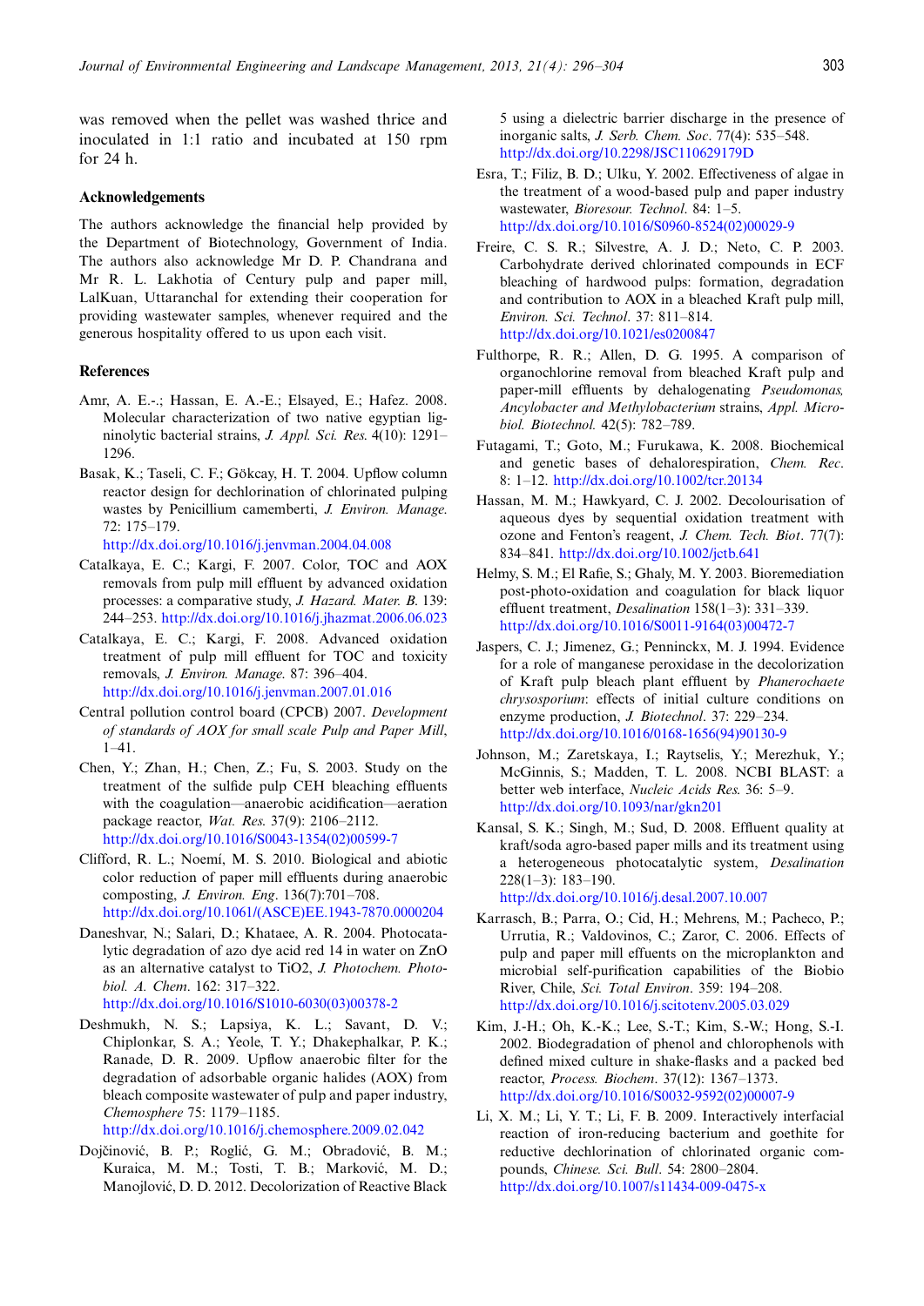was removed when the pellet was washed thrice and inoculated in 1:1 ratio and incubated at 150 rpm for 24 h.

## Acknowledgements

The authors acknowledge the financial help provided by the Department of Biotechnology, Government of India. The authors also acknowledge Mr D. P. Chandrana and Mr R. L. Lakhotia of Century pulp and paper mill, LalKuan, Uttaranchal for extending their cooperation for providing wastewater samples, whenever required and the generous hospitality offered to us upon each visit.

## References

Amr, A. E.-.; Hassan, E. A.-E.; Elsayed, E.; Hafez. 2008. Molecular characterization of two native egyptian ligninolytic bacterial strains, *J. Appl. Sci. Res*. 4(10): 1291–1296.

Basak, K.; Taseli, C. F.; Gökcay, H. T. 2004. Upflow column reactor design for dechlorination of chlorinated pulping wastes by Penicillium camemberti, *J. Environ. Manage*. 72: 175–179. http://dx.doi.org/10.1016/j.jenvman.2004.04.008

Catalkaya, E. C.; Kargi, F. 2007. Color, TOC and AOX removals from pulp mill effluent by advanced oxidation processes: a comparative study, *J. Hazard. Mater. B*. 139: 244–253. http://dx.doi.org/10.1016/j.jhazmat.2006.06.023

Catalkaya, E. C.; Kargi, F. 2008. Advanced oxidation treatment of pulp mill effluent for TOC and toxicity removals, *J. Environ. Manage*. 87: 396–404. http://dx.doi.org/10.1016/j.jenvman.2007.01.016

Central pollution control board (CPCB) 2007. *Development of standards of AOX for small scale Pulp and Paper Mill*, 1–41.

Chen, Y.; Zhan, H.; Chen, Z.; Fu, S. 2003. Study on the treatment of the sulfide pulp CEH bleaching effluents with the coagulation—anaerobic acidification—aeration package reactor, *Wat. Res*. 37(9): 2106–2112. http://dx.doi.org/10.1016/S0043-1354(02)00599-7

Clifford, R. L.; Noemí, M. S. 2010. Biological and abiotic color reduction of paper mill effluents during anaerobic composting, *J. Environ. Eng*. 136(7):701–708. http://dx.doi.org/10.1061/(ASCE)EE.1943-7870.0000204

Daneshvar, N.; Salari, D.; Khataee, A. R. 2004. Photocatalytic degradation of azo dye acid red 14 in water on ZnO as an alternative catalyst to TiO2, *J. Photochem. Photobiol. A. Chem*. 162: 317–322. http://dx.doi.org/10.1016/S1010-6030(03)00378-2

Deshmukh, N. S.; Lapsiya, K. L.; Savant, D. V.; Chiplonkar, S. A.; Yeole, T. Y.; Dhakephalkar, P. K.; Ranade, D. R. 2009. Upflow anaerobic filter for the degradation of adsorbable organic halides (AOX) from bleach composite wastewater of pulp and paper industry, *Chemosphere* 75: 1179–1185. http://dx.doi.org/10.1016/j.chemosphere.2009.02.042

Dojčinović, B. P.; Roglić, G. M.; Obradović, B. M.; Kuraica, M. M.; Tosti, T. B.; Marković, M. D.; Manojlović, D. D. 2012. Decolorization of Reactive Black 5 using a dielectric barrier discharge in the presence of inorganic salts, *J. Serb. Chem. Soc*. 77(4): 535–548. http://dx.doi.org/10.2298/JSC110629179D

Esra, T.; Filiz, B. D.; Ulku, Y. 2002. Effectiveness of algae in the treatment of a wood-based pulp and paper industry wastewater, *Bioresour. Technol*. 84: 1–5. http://dx.doi.org/10.1016/S0960-8524(02)00029-9

Freire, C. S. R.; Silvestre, A. J. D.; Neto, C. P. 2003. Carbohydrate derived chlorinated compounds in ECF bleaching of hardwood pulps: formation, degradation and contribution to AOX in a bleached Kraft pulp mill, *Environ. Sci. Technol*. 37: 811–814. http://dx.doi.org/10.1021/es0200847

Fulthorpe, R. R.; Allen, D. G. 1995. A comparison of organochlorine removal from bleached Kraft pulp and paper-mill effluents by dehalogenating *Pseudomonas, Ancylobacter and Methylobacterium* strains, *Appl. Microbiol. Biotechnol*. 42(5): 782–789.

Futagami, T.; Goto, M.; Furukawa, K. 2008. Biochemical and genetic bases of dehalorespiration, *Chem. Rec*. 8: 1–12. http://dx.doi.org/10.1002/tcr.20134

Hassan, M. M.; Hawkyard, C. J. 2002. Decolourisation of aqueous dyes by sequential oxidation treatment with ozone and Fenton's reagent, *J. Chem. Tech. Biot*. 77(7): 834–841. http://dx.doi.org/10.1002/jctb.641

Helmy, S. M.; El Rafie, S.; Ghaly, M. Y. 2003. Bioremediation post-photo-oxidation and coagulation for black liquor effluent treatment, *Desalination* 158(1–3): 331–339. http://dx.doi.org/10.1016/S0011-9164(03)00472-7

Jaspers, C. J.; Jimenez, G.; Penninckx, M. J. 1994. Evidence for a role of manganese peroxidase in the decolorization of Kraft pulp bleach plant effluent by *Phanerochaete chrysosporium*: effects of initial culture conditions on enzyme production, *J. Biotechnol*. 37: 229–234. http://dx.doi.org/10.1016/0168-1656(94)90130-9

Johnson, M.; Zaretskaya, I.; Raytselis, Y.; Merezhuk, Y.; McGinnis, S.; Madden, T. L. 2008. NCBI BLAST: a better web interface, *Nucleic Acids Res*. 36: 5–9. http://dx.doi.org/10.1093/nar/gkn201

Kansal, S. K.; Singh, M.; Sud, D. 2008. Effluent quality at kraft/soda agro-based paper mills and its treatment using a heterogeneous photocatalytic system, *Desalination* 228(1–3): 183–190. http://dx.doi.org/10.1016/j.desal.2007.10.007

Karrasch, B.; Parra, O.; Cid, H.; Mehrens, M.; Pacheco, P.; Urrutia, R.; Valdovinos, C.; Zaror, C. 2006. Effects of pulp and paper mill effuents on the microplankton and microbial self-purification capabilities of the Biobio River, Chile, *Sci. Total Environ*. 359: 194–208. http://dx.doi.org/10.1016/j.scitotenv.2005.03.029

Kim, J.-H.; Oh, K.-K.; Lee, S.-T.; Kim, S.-W.; Hong, S.-I. 2002. Biodegradation of phenol and chlorophenols with defined mixed culture in shake-flasks and a packed bed reactor, *Process. Biochem*. 37(12): 1367–1373. http://dx.doi.org/10.1016/S0032-9592(02)00007-9

Li, X. M.; Li, Y. T.; Li, F. B. 2009. Interactively interfacial reaction of iron-reducing bacterium and goethite for reductive dechlorination of chlorinated organic compounds, *Chinese. Sci. Bull*. 54: 2800–2804. http://dx.doi.org/10.1007/s11434-009-0475-x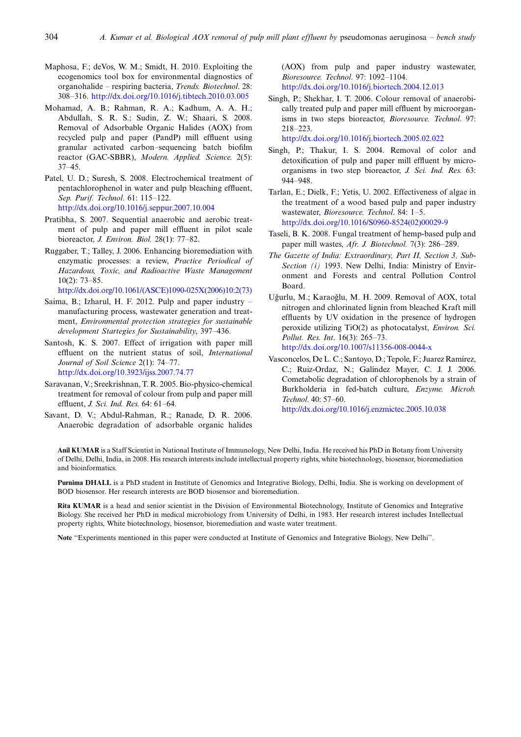Maphosa, F.; deVos, W. M.; Smidt, H. 2010. Exploiting the ecogenomics tool box for environmental diagnostics of organohalide – respiring bacteria, *Trends. Biotechnol*. 28: 308–316. http://dx.doi.org/10.1016/j.tibtech.2010.03.005

Mohamad, A. B.; Rahman, R. A.; Kadhum, A. A. H.; Abdullah, S. R. S.; Sudin, Z. W.; Shaari, S. 2008. Removal of Adsorbable Organic Halides (AOX) from recycled pulp and paper (PandP) mill effluent using granular activated carbon–sequencing batch biofilm reactor (GAC-SBBR), *Modern. Applied. Science*. 2(5): 37–45.

Patel, U. D.; Suresh, S. 2008. Electrochemical treatment of pentachlorophenol in water and pulp bleaching effluent, *Sep. Purif. Technol*. 61: 115–122. http://dx.doi.org/10.1016/j.seppur.2007.10.004

Pratibha, S. 2007. Sequential anaerobic and aerobic treatment of pulp and paper mill effluent in pilot scale bioreactor, *J. Environ. Biol.* 28(1): 77–82.

Ruggaber, T.; Talley, J. 2006. Enhancing bioremediation with enzymatic processes: a review, *Practice Periodical of Hazardous, Toxic, and Radioactive Waste Management* 10(2): 73–85. http://dx.doi.org/10.1061/(ASCE)1090-025X(2006)10:2(73)

Saima, B.; Izharul, H. F. 2012. Pulp and paper industry – manufacturing process, wastewater generation and treatment, *Environmental protection strategies for sustainable development Startegies for Sustainability*, 397–436.

Santosh, K. S. 2007. Effect of irrigation with paper mill effluent on the nutrient status of soil, *International Journal of Soil Science* 2(1): 74–77. http://dx.doi.org/10.3923/ijss.2007.74.77

Saravanan, V.; Sreekrishnan, T. R. 2005. Bio-physico-chemical treatment for removal of colour from pulp and paper mill effluent, *J. Sci. Ind. Res.* 64: 61–64.

Savant, D. V.; Abdul-Rahman, R.; Ranade, D. R. 2006. Anaerobic degradation of adsorbable organic halides (AOX) from pulp and paper industry wastewater, *Bioresource. Technol*. 97: 1092–1104. http://dx.doi.org/10.1016/j.biortech.2004.12.013

Singh, P.; Shekhar, I. T. 2006. Colour removal of anaerobically treated pulp and paper mill effluent by microorganisms in two steps bioreactor, *Bioresource. Technol*. 97: 218–223. http://dx.doi.org/10.1016/j.biortech.2005.02.022

Singh, P.; Thakur, I. S. 2004. Removal of color and detoxification of pulp and paper mill effluent by microorganisms in two step bioreactor, *J. Sci. Ind. Res.* 63: 944–948.

Tarlan, E.; Dielk, F.; Yetis, U. 2002. Effectiveness of algae in the treatment of a wood based pulp and paper industry wastewater, *Bioresource. Technol*. 84: 1–5. http://dx.doi.org/10.1016/S0960-8524(02)00029-9

Taseli, B. K. 2008. Fungal treatment of hemp-based pulp and paper mill wastes, *Afr. J. Biotechnol.* 7(3): 286–289.

*The Gazette of India: Extraordinary, Part II, Section 3, Sub-Section (i)* 1993. New Delhi, India: Ministry of Environment and Forests and central Pollution Control Board.

Uğurlu, M.; Karaoğlu, M. H. 2009. Removal of AOX, total nitrogen and chlorinated lignin from bleached Kraft mill effluents by UV oxidation in the presence of hydrogen peroxide utilizing TiO(2) as photocatalyst, *Environ. Sci. Pollut. Res. Int*. 16(3): 265–73. http://dx.doi.org/10.1007/s11356-008-0044-x

Vasconcelos, De L. C.; Santoyo, D.; Tepole, F.; Juarez Ramírez, C.; Ruiz-Ordaz, N.; Galíndez Mayer, C. J. J. 2006. Cometabolic degradation of chlorophenols by a strain of Burkholderia in fed-batch culture, *Enzyme. Microb. Technol*. 40: 57–60. http://dx.doi.org/10.1016/j.enzmictec.2005.10.038

**Anil KUMAR** is a Staff Scientist in National Institute of Immunology, New Delhi, India. He received his PhD in Botany from University of Delhi, Delhi, India, in 2008. His research interests include intellectual property rights, white biotechnology, biosensor, bioremediation and bioinformatics.

**Purnima DHALL** is a PhD student in Institute of Genomics and Integrative Biology, Delhi, India. She is working on development of BOD biosensor. Her research interests are BOD biosensor and bioremediation.

**Rita KUMAR** is a head and senior scientist in the Division of Environmental Biotechnology, Institute of Genomics and Integrative Biology. She received her PhD in medical microbiology from University of Delhi, in 1983. Her research interest includes Intellectual property rights, White biotechnology, biosensor, bioremediation and waste water treatment.

**Note** "Experiments mentioned in this paper were conducted at Institute of Genomics and Integrative Biology, New Delhi".